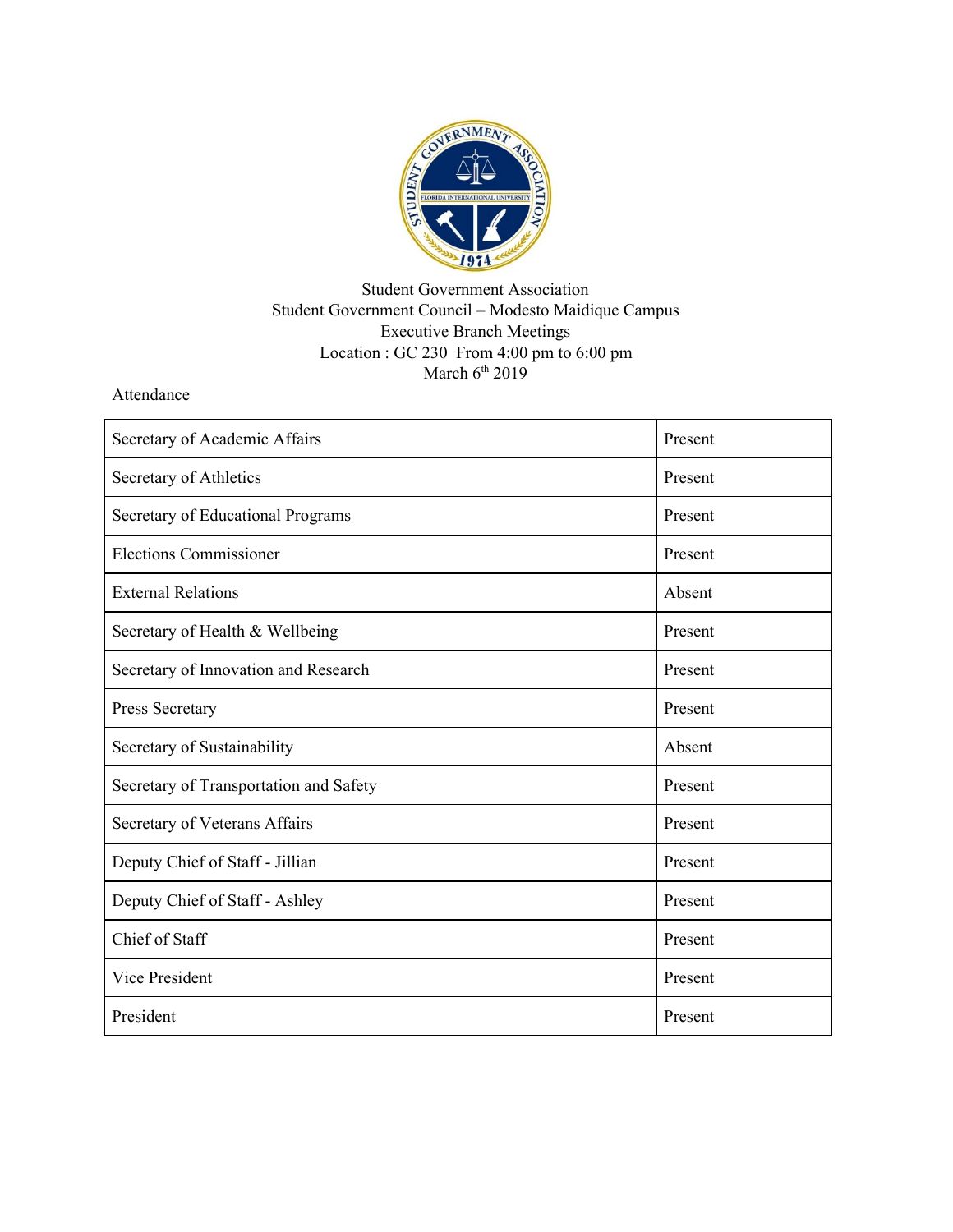Student Government Association
Student Government Council – Modesto Maidique Campus
Executive Branch Meetings
Location : GC 230 From 4:00 pm to 6:00 pm
March 6th 2019

Attendance

| Secretary of Academic Affairs | Present |
|---|---|
| Secretary of Athletics | Present |
| Secretary of Educational Programs | Present |
| Elections Commissioner | Present |
| External Relations | Absent |
| Secretary of Health & Wellbeing | Present |
| Secretary of Innovation and Research | Present |
| Press Secretary | Present |
| Secretary of Sustainability | Absent |
| Secretary of Transportation and Safety | Present |
| Secretary of Veterans Affairs | Present |
| Deputy Chief of Staff - Jillian | Present |
| Deputy Chief of Staff - Ashley | Present |
| Chief of Staff | Present |
| Vice President | Present |
| President | Present |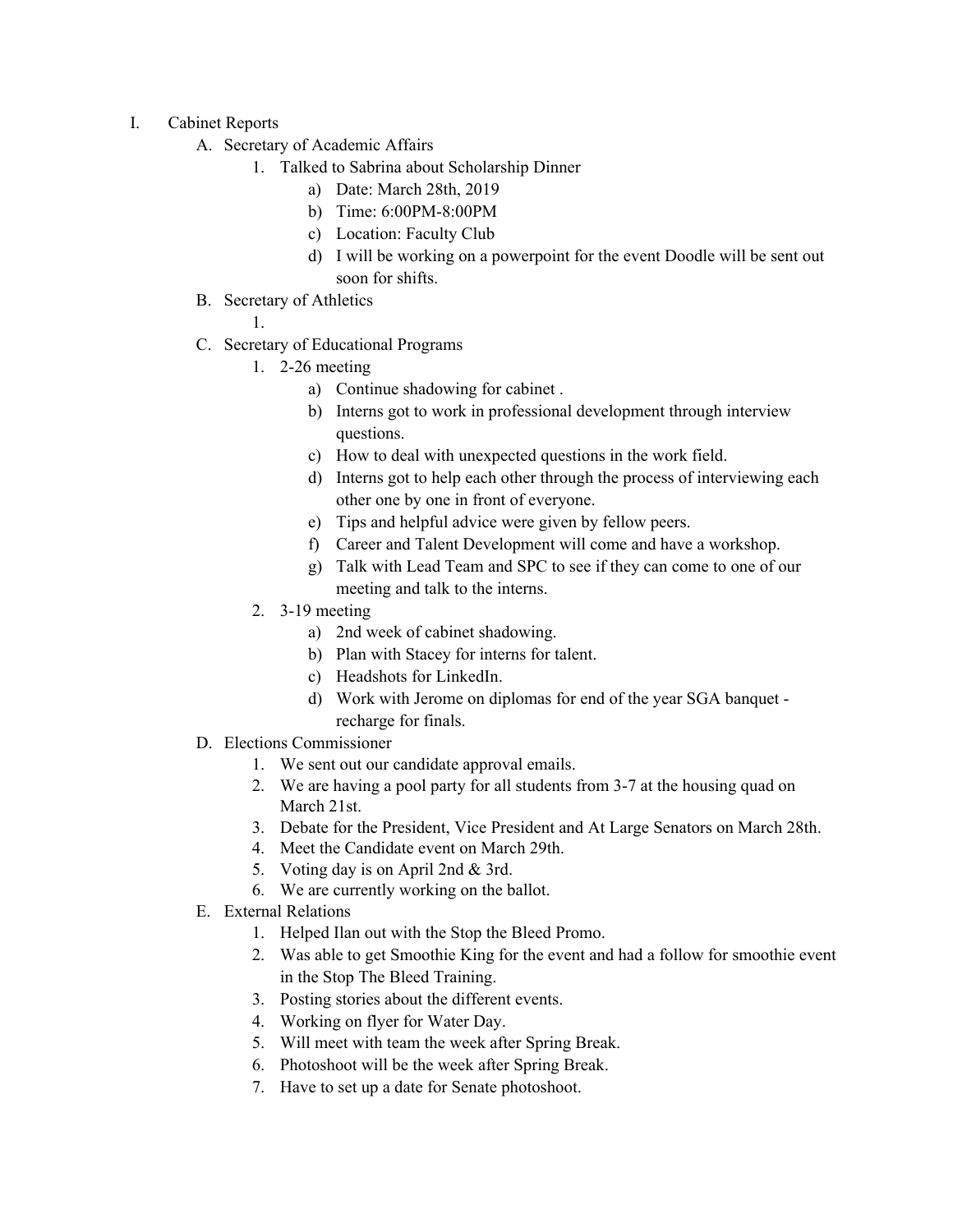I. Cabinet Reports
   A. Secretary of Academic Affairs
      1. Talked to Sabrina about Scholarship Dinner
         a) Date: March 28th, 2019
         b) Time: 6:00PM-8:00PM
         c) Location: Faculty Club
         d) I will be working on a powerpoint for the event Doodle will be sent out soon for shifts.
   B. Secretary of Athletics
      1.
   C. Secretary of Educational Programs
      1. 2-26 meeting
         a) Continue shadowing for cabinet .
         b) Interns got to work in professional development through interview questions.
         c) How to deal with unexpected questions in the work field.
         d) Interns got to help each other through the process of interviewing each other one by one in front of everyone.
         e) Tips and helpful advice were given by fellow peers.
         f) Career and Talent Development will come and have a workshop.
         g) Talk with Lead Team and SPC to see if they can come to one of our meeting and talk to the interns.
      2. 3-19 meeting
         a) 2nd week of cabinet shadowing.
         b) Plan with Stacey for interns for talent.
         c) Headshots for LinkedIn.
         d) Work with Jerome on diplomas for end of the year SGA banquet - recharge for finals.
   D. Elections Commissioner
      1. We sent out our candidate approval emails.
      2. We are having a pool party for all students from 3-7 at the housing quad on March 21st.
      3. Debate for the President, Vice President and At Large Senators on March 28th.
      4. Meet the Candidate event on March 29th.
      5. Voting day is on April 2nd & 3rd.
      6. We are currently working on the ballot.
   E. External Relations
      1. Helped Ilan out with the Stop the Bleed Promo.
      2. Was able to get Smoothie King for the event and had a follow for smoothie event in the Stop The Bleed Training.
      3. Posting stories about the different events.
      4. Working on flyer for Water Day.
      5. Will meet with team the week after Spring Break.
      6. Photoshoot will be the week after Spring Break.
      7. Have to set up a date for Senate photoshoot.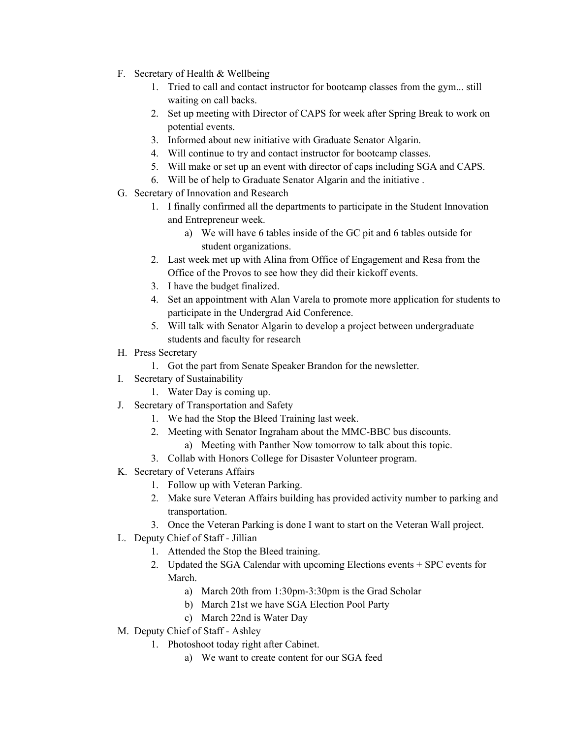F. Secretary of Health & Wellbeing
   1. Tried to call and contact instructor for bootcamp classes from the gym... still waiting on call backs.
   2. Set up meeting with Director of CAPS for week after Spring Break to work on potential events.
   3. Informed about new initiative with Graduate Senator Algarin.
   4. Will continue to try and contact instructor for bootcamp classes.
   5. Will make or set up an event with director of caps including SGA and CAPS.
   6. Will be of help to Graduate Senator Algarin and the initiative .
G. Secretary of Innovation and Research
   1. I finally confirmed all the departments to participate in the Student Innovation and Entrepreneur week.
      a) We will have 6 tables inside of the GC pit and 6 tables outside for student organizations.
   2. Last week met up with Alina from Office of Engagement and Resa from the Office of the Provos to see how they did their kickoff events.
   3. I have the budget finalized.
   4. Set an appointment with Alan Varela to promote more application for students to participate in the Undergrad Aid Conference.
   5. Will talk with Senator Algarin to develop a project between undergraduate students and faculty for research
H. Press Secretary
   1. Got the part from Senate Speaker Brandon for the newsletter.
I. Secretary of Sustainability
   1. Water Day is coming up.
J. Secretary of Transportation and Safety
   1. We had the Stop the Bleed Training last week.
   2. Meeting with Senator Ingraham about the MMC-BBC bus discounts.
      a) Meeting with Panther Now tomorrow to talk about this topic.
   3. Collab with Honors College for Disaster Volunteer program.
K. Secretary of Veterans Affairs
   1. Follow up with Veteran Parking.
   2. Make sure Veteran Affairs building has provided activity number to parking and transportation.
   3. Once the Veteran Parking is done I want to start on the Veteran Wall project.
L. Deputy Chief of Staff - Jillian
   1. Attended the Stop the Bleed training.
   2. Updated the SGA Calendar with upcoming Elections events + SPC events for March.
      a) March 20th from 1:30pm-3:30pm is the Grad Scholar
      b) March 21st we have SGA Election Pool Party
      c) March 22nd is Water Day
M. Deputy Chief of Staff - Ashley
   1. Photoshoot today right after Cabinet.
      a) We want to create content for our SGA feed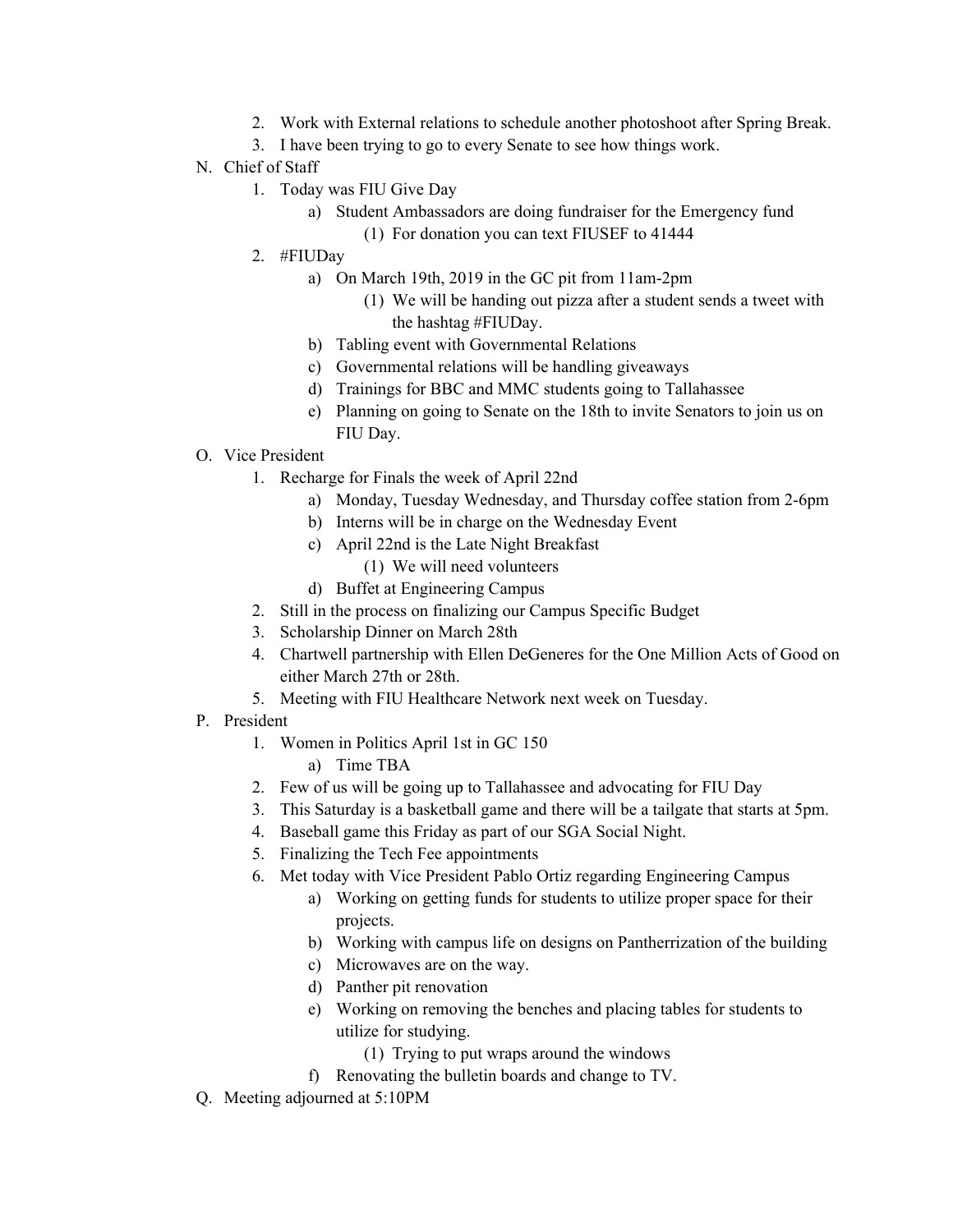2. Work with External relations to schedule another photoshoot after Spring Break.
3. I have been trying to go to every Senate to see how things work.

N. Chief of Staff
   1. Today was FIU Give Day
      a) Student Ambassadors are doing fundraiser for the Emergency fund
         (1) For donation you can text FIUSEF to 41444
   2. #FIUDay
      a) On March 19th, 2019 in the GC pit from 11am-2pm
         (1) We will be handing out pizza after a student sends a tweet with the hashtag #FIUDay.
      b) Tabling event with Governmental Relations
      c) Governmental relations will be handling giveaways
      d) Trainings for BBC and MMC students going to Tallahassee
      e) Planning on going to Senate on the 18th to invite Senators to join us on FIU Day.

O. Vice President
   1. Recharge for Finals the week of April 22nd
      a) Monday, Tuesday Wednesday, and Thursday coffee station from 2-6pm
      b) Interns will be in charge on the Wednesday Event
      c) April 22nd is the Late Night Breakfast
         (1) We will need volunteers
      d) Buffet at Engineering Campus
   2. Still in the process on finalizing our Campus Specific Budget
   3. Scholarship Dinner on March 28th
   4. Chartwell partnership with Ellen DeGeneres for the One Million Acts of Good on either March 27th or 28th.
   5. Meeting with FIU Healthcare Network next week on Tuesday.

P. President
   1. Women in Politics April 1st in GC 150
      a) Time TBA
   2. Few of us will be going up to Tallahassee and advocating for FIU Day
   3. This Saturday is a basketball game and there will be a tailgate that starts at 5pm.
   4. Baseball game this Friday as part of our SGA Social Night.
   5. Finalizing the Tech Fee appointments
   6. Met today with Vice President Pablo Ortiz regarding Engineering Campus
      a) Working on getting funds for students to utilize proper space for their projects.
      b) Working with campus life on designs on Pantherrization of the building
      c) Microwaves are on the way.
      d) Panther pit renovation
      e) Working on removing the benches and placing tables for students to utilize for studying.
         (1) Trying to put wraps around the windows
      f) Renovating the bulletin boards and change to TV.

Q. Meeting adjourned at 5:10PM